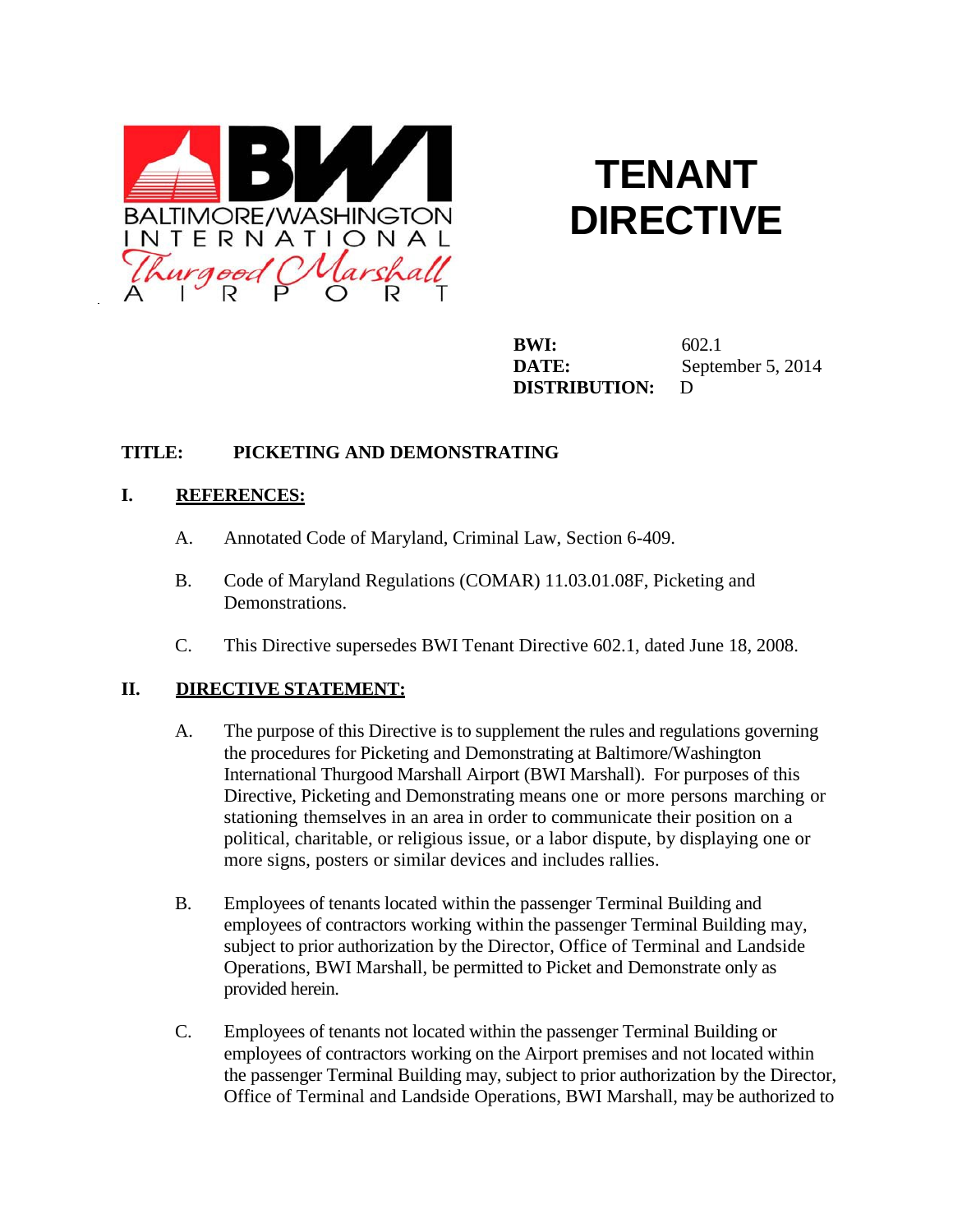BALTIMORE/WASHINGTON INTERNATIONAL Thurgood Marshall AIRPORT

# TENANT DIRECTIVE

**BWI:** 602.1
**DATE:** September 5, 2014
**DISTRIBUTION:** D

**TITLE: PICKETING AND DEMONSTRATING**

## I. REFERENCES:

A. Annotated Code of Maryland, Criminal Law, Section 6-409.

B. Code of Maryland Regulations (COMAR) 11.03.01.08F, Picketing and Demonstrations.

C. This Directive supersedes BWI Tenant Directive 602.1, dated June 18, 2008.

## II. DIRECTIVE STATEMENT:

A. The purpose of this Directive is to supplement the rules and regulations governing the procedures for Picketing and Demonstrating at Baltimore/Washington International Thurgood Marshall Airport (BWI Marshall). For purposes of this Directive, Picketing and Demonstrating means one or more persons marching or stationing themselves in an area in order to communicate their position on a political, charitable, or religious issue, or a labor dispute, by displaying one or more signs, posters or similar devices and includes rallies.

B. Employees of tenants located within the passenger Terminal Building and employees of contractors working within the passenger Terminal Building may, subject to prior authorization by the Director, Office of Terminal and Landside Operations, BWI Marshall, be permitted to Picket and Demonstrate only as provided herein.

C. Employees of tenants not located within the passenger Terminal Building or employees of contractors working on the Airport premises and not located within the passenger Terminal Building may, subject to prior authorization by the Director, Office of Terminal and Landside Operations, BWI Marshall, may be authorized to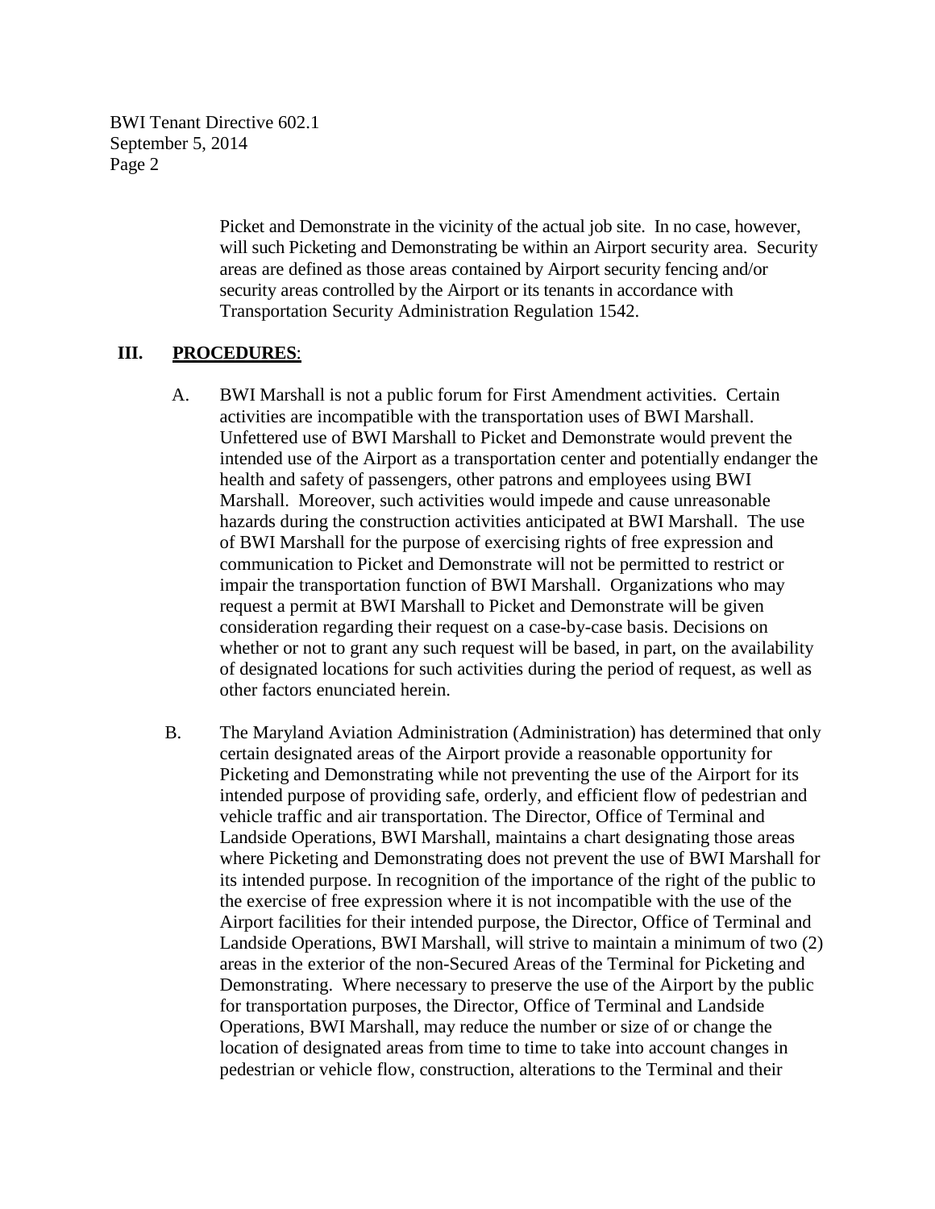Picket and Demonstrate in the vicinity of the actual job site. In no case, however, will such Picketing and Demonstrating be within an Airport security area. Security areas are defined as those areas contained by Airport security fencing and/or security areas controlled by the Airport or its tenants in accordance with Transportation Security Administration Regulation 1542.

## III. **PROCEDURES**:

A. BWI Marshall is not a public forum for First Amendment activities. Certain activities are incompatible with the transportation uses of BWI Marshall. Unfettered use of BWI Marshall to Picket and Demonstrate would prevent the intended use of the Airport as a transportation center and potentially endanger the health and safety of passengers, other patrons and employees using BWI Marshall. Moreover, such activities would impede and cause unreasonable hazards during the construction activities anticipated at BWI Marshall. The use of BWI Marshall for the purpose of exercising rights of free expression and communication to Picket and Demonstrate will not be permitted to restrict or impair the transportation function of BWI Marshall. Organizations who may request a permit at BWI Marshall to Picket and Demonstrate will be given consideration regarding their request on a case-by-case basis. Decisions on whether or not to grant any such request will be based, in part, on the availability of designated locations for such activities during the period of request, as well as other factors enunciated herein.

B. The Maryland Aviation Administration (Administration) has determined that only certain designated areas of the Airport provide a reasonable opportunity for Picketing and Demonstrating while not preventing the use of the Airport for its intended purpose of providing safe, orderly, and efficient flow of pedestrian and vehicle traffic and air transportation. The Director, Office of Terminal and Landside Operations, BWI Marshall, maintains a chart designating those areas where Picketing and Demonstrating does not prevent the use of BWI Marshall for its intended purpose. In recognition of the importance of the right of the public to the exercise of free expression where it is not incompatible with the use of the Airport facilities for their intended purpose, the Director, Office of Terminal and Landside Operations, BWI Marshall, will strive to maintain a minimum of two (2) areas in the exterior of the non-Secured Areas of the Terminal for Picketing and Demonstrating. Where necessary to preserve the use of the Airport by the public for transportation purposes, the Director, Office of Terminal and Landside Operations, BWI Marshall, may reduce the number or size of or change the location of designated areas from time to time to take into account changes in pedestrian or vehicle flow, construction, alterations to the Terminal and their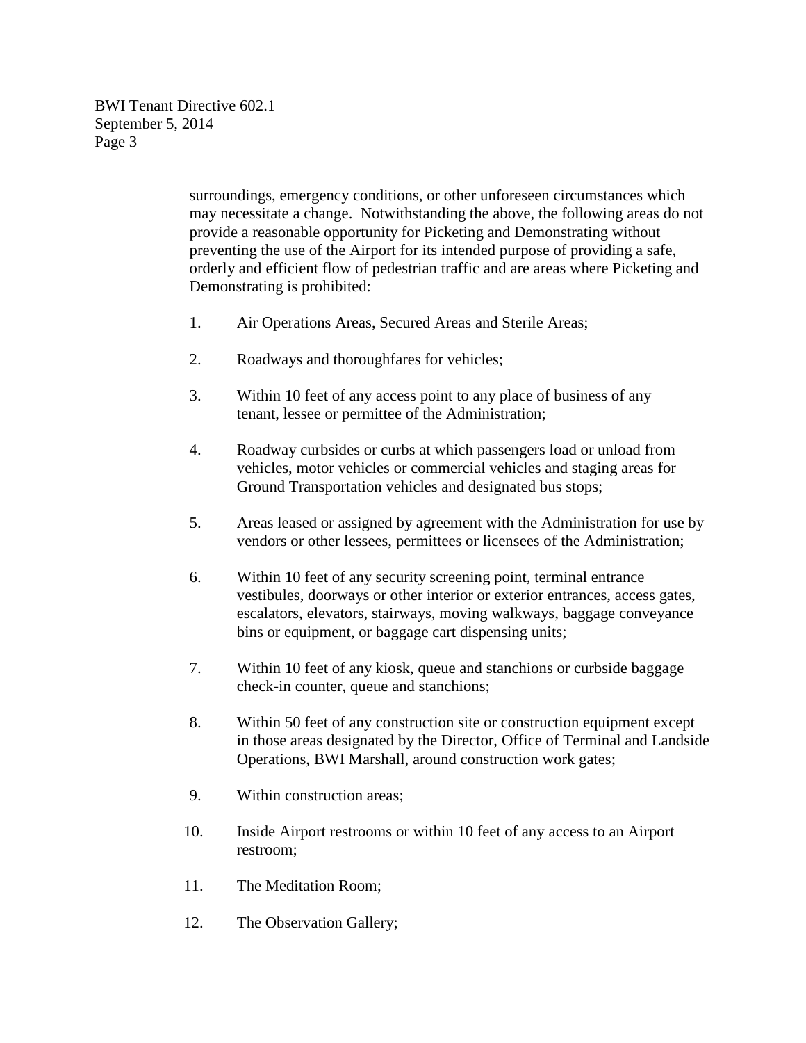surroundings, emergency conditions, or other unforeseen circumstances which may necessitate a change. Notwithstanding the above, the following areas do not provide a reasonable opportunity for Picketing and Demonstrating without preventing the use of the Airport for its intended purpose of providing a safe, orderly and efficient flow of pedestrian traffic and are areas where Picketing and Demonstrating is prohibited:

1. Air Operations Areas, Secured Areas and Sterile Areas;

2. Roadways and thoroughfares for vehicles;

3. Within 10 feet of any access point to any place of business of any tenant, lessee or permittee of the Administration;

4. Roadway curbsides or curbs at which passengers load or unload from vehicles, motor vehicles or commercial vehicles and staging areas for Ground Transportation vehicles and designated bus stops;

5. Areas leased or assigned by agreement with the Administration for use by vendors or other lessees, permittees or licensees of the Administration;

6. Within 10 feet of any security screening point, terminal entrance vestibules, doorways or other interior or exterior entrances, access gates, escalators, elevators, stairways, moving walkways, baggage conveyance bins or equipment, or baggage cart dispensing units;

7. Within 10 feet of any kiosk, queue and stanchions or curbside baggage check-in counter, queue and stanchions;

8. Within 50 feet of any construction site or construction equipment except in those areas designated by the Director, Office of Terminal and Landside Operations, BWI Marshall, around construction work gates;

9. Within construction areas;

10. Inside Airport restrooms or within 10 feet of any access to an Airport restroom;

11. The Meditation Room;

12. The Observation Gallery;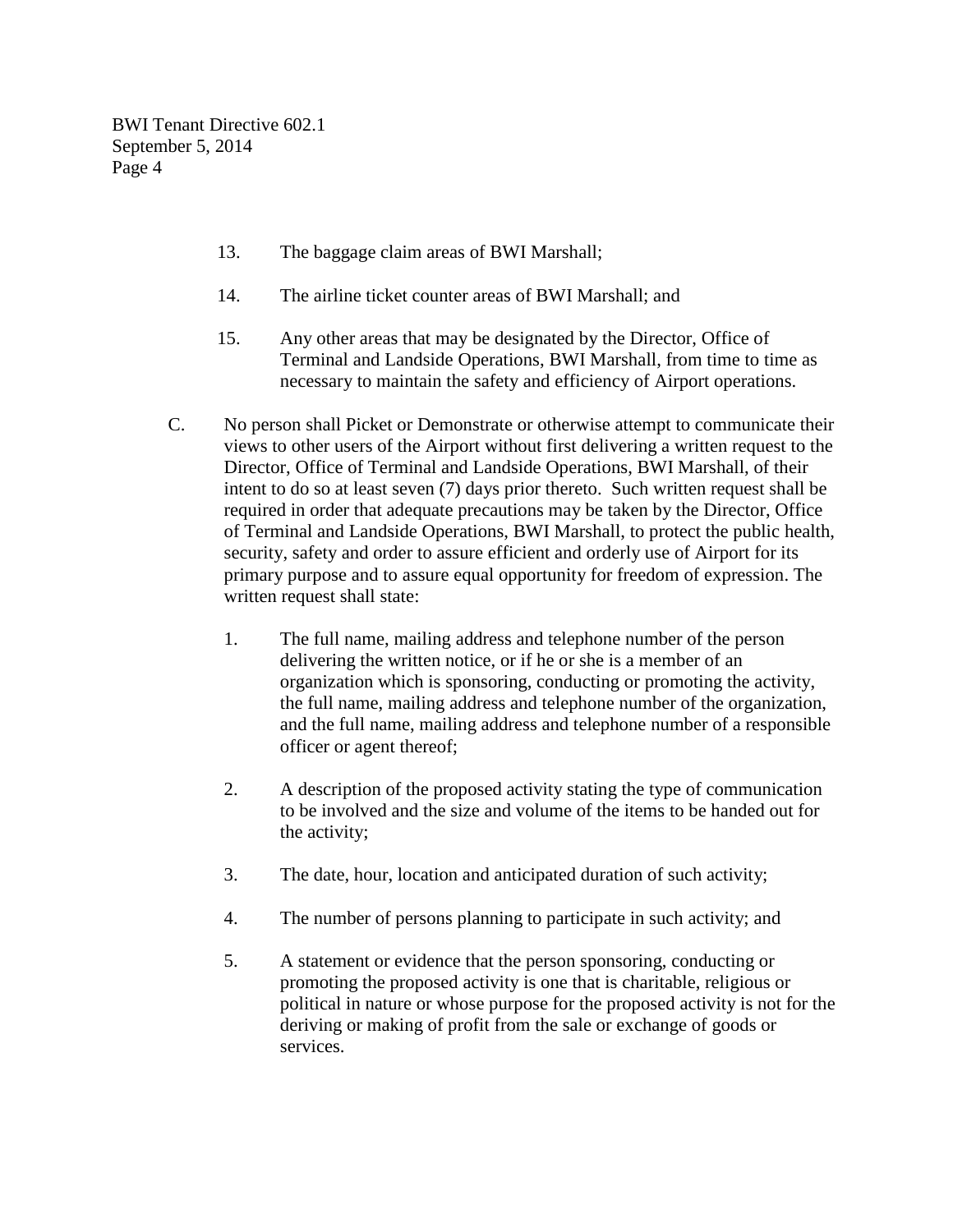13. The baggage claim areas of BWI Marshall;

14. The airline ticket counter areas of BWI Marshall; and

15. Any other areas that may be designated by the Director, Office of Terminal and Landside Operations, BWI Marshall, from time to time as necessary to maintain the safety and efficiency of Airport operations.

C. No person shall Picket or Demonstrate or otherwise attempt to communicate their views to other users of the Airport without first delivering a written request to the Director, Office of Terminal and Landside Operations, BWI Marshall, of their intent to do so at least seven (7) days prior thereto. Such written request shall be required in order that adequate precautions may be taken by the Director, Office of Terminal and Landside Operations, BWI Marshall, to protect the public health, security, safety and order to assure efficient and orderly use of Airport for its primary purpose and to assure equal opportunity for freedom of expression. The written request shall state:

1. The full name, mailing address and telephone number of the person delivering the written notice, or if he or she is a member of an organization which is sponsoring, conducting or promoting the activity, the full name, mailing address and telephone number of the organization, and the full name, mailing address and telephone number of a responsible officer or agent thereof;

2. A description of the proposed activity stating the type of communication to be involved and the size and volume of the items to be handed out for the activity;

3. The date, hour, location and anticipated duration of such activity;

4. The number of persons planning to participate in such activity; and

5. A statement or evidence that the person sponsoring, conducting or promoting the proposed activity is one that is charitable, religious or political in nature or whose purpose for the proposed activity is not for the deriving or making of profit from the sale or exchange of goods or services.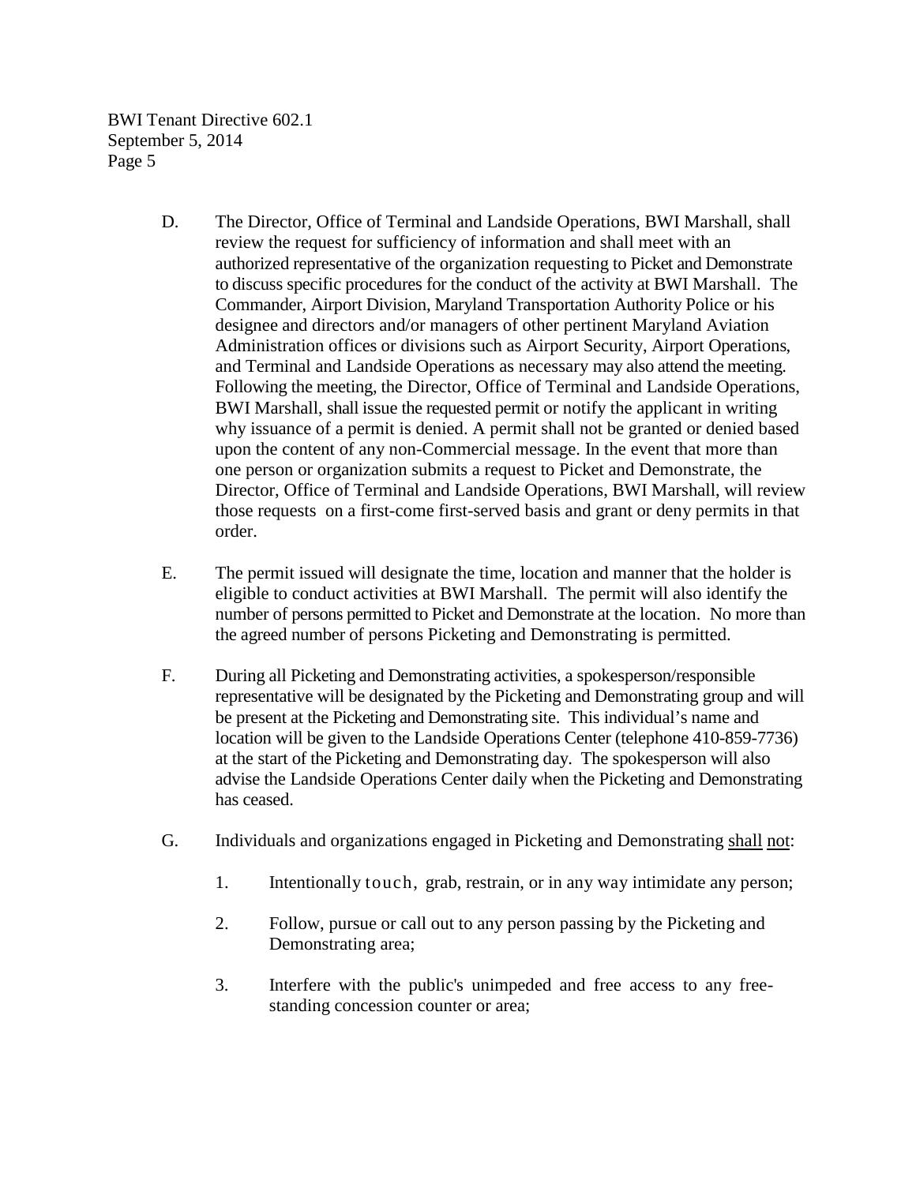D. The Director, Office of Terminal and Landside Operations, BWI Marshall, shall review the request for sufficiency of information and shall meet with an authorized representative of the organization requesting to Picket and Demonstrate to discuss specific procedures for the conduct of the activity at BWI Marshall. The Commander, Airport Division, Maryland Transportation Authority Police or his designee and directors and/or managers of other pertinent Maryland Aviation Administration offices or divisions such as Airport Security, Airport Operations, and Terminal and Landside Operations as necessary may also attend the meeting. Following the meeting, the Director, Office of Terminal and Landside Operations, BWI Marshall, shall issue the requested permit or notify the applicant in writing why issuance of a permit is denied. A permit shall not be granted or denied based upon the content of any non-Commercial message. In the event that more than one person or organization submits a request to Picket and Demonstrate, the Director, Office of Terminal and Landside Operations, BWI Marshall, will review those requests on a first-come first-served basis and grant or deny permits in that order.

E. The permit issued will designate the time, location and manner that the holder is eligible to conduct activities at BWI Marshall. The permit will also identify the number of persons permitted to Picket and Demonstrate at the location. No more than the agreed number of persons Picketing and Demonstrating is permitted.

F. During all Picketing and Demonstrating activities, a spokesperson/responsible representative will be designated by the Picketing and Demonstrating group and will be present at the Picketing and Demonstrating site. This individual's name and location will be given to the Landside Operations Center (telephone 410-859-7736) at the start of the Picketing and Demonstrating day. The spokesperson will also advise the Landside Operations Center daily when the Picketing and Demonstrating has ceased.

G. Individuals and organizations engaged in Picketing and Demonstrating <u>shall</u> <u>not</u>:

1. Intentionally touch, grab, restrain, or in any way intimidate any person;

2. Follow, pursue or call out to any person passing by the Picketing and Demonstrating area;

3. Interfere with the public's unimpeded and free access to any free-standing concession counter or area;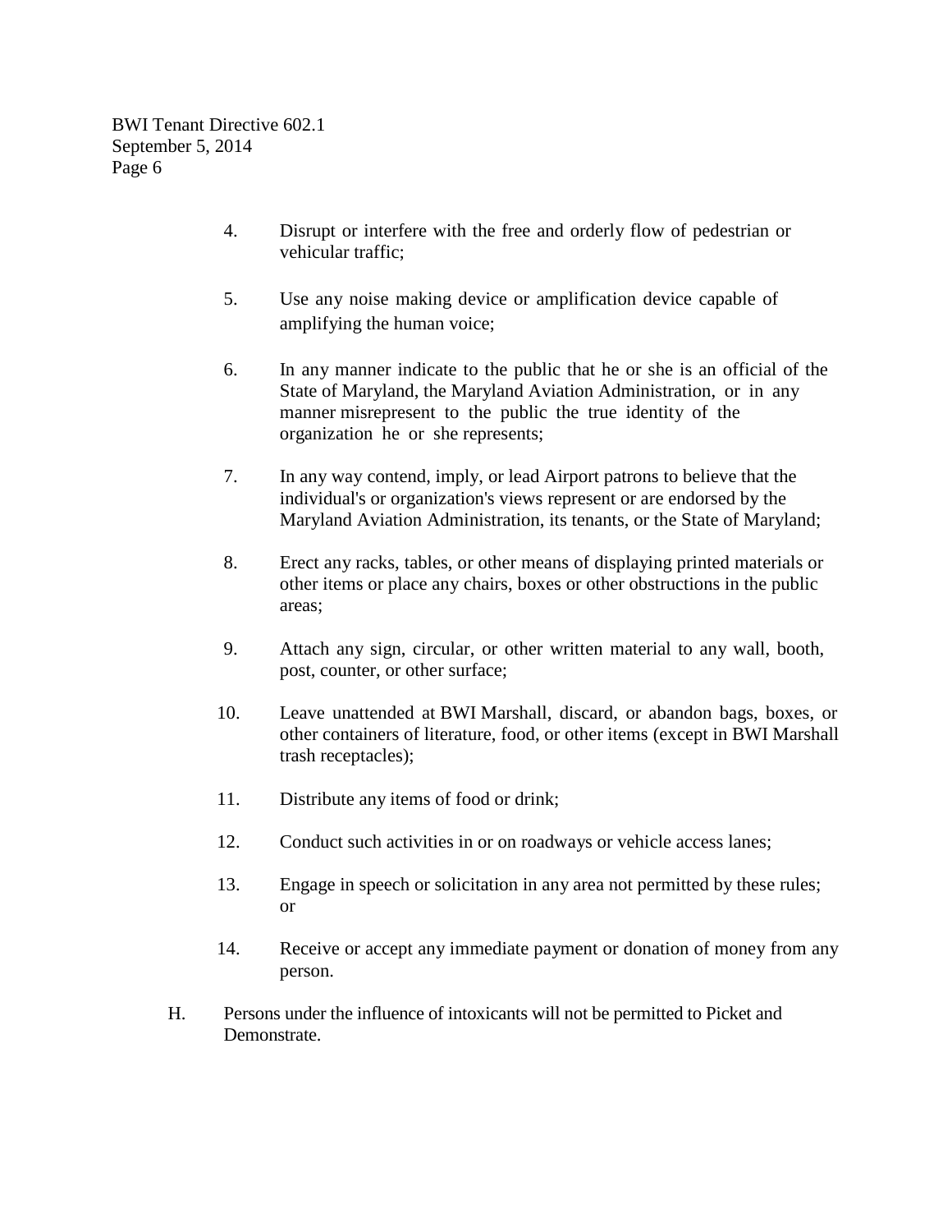4. Disrupt or interfere with the free and orderly flow of pedestrian or vehicular traffic;

5. Use any noise making device or amplification device capable of amplifying the human voice;

6. In any manner indicate to the public that he or she is an official of the State of Maryland, the Maryland Aviation Administration, or in any manner misrepresent to the public the true identity of the organization he or she represents;

7. In any way contend, imply, or lead Airport patrons to believe that the individual's or organization's views represent or are endorsed by the Maryland Aviation Administration, its tenants, or the State of Maryland;

8. Erect any racks, tables, or other means of displaying printed materials or other items or place any chairs, boxes or other obstructions in the public areas;

9. Attach any sign, circular, or other written material to any wall, booth, post, counter, or other surface;

10. Leave unattended at BWI Marshall, discard, or abandon bags, boxes, or other containers of literature, food, or other items (except in BWI Marshall trash receptacles);

11. Distribute any items of food or drink;

12. Conduct such activities in or on roadways or vehicle access lanes;

13. Engage in speech or solicitation in any area not permitted by these rules; or

14. Receive or accept any immediate payment or donation of money from any person.

H. Persons under the influence of intoxicants will not be permitted to Picket and Demonstrate.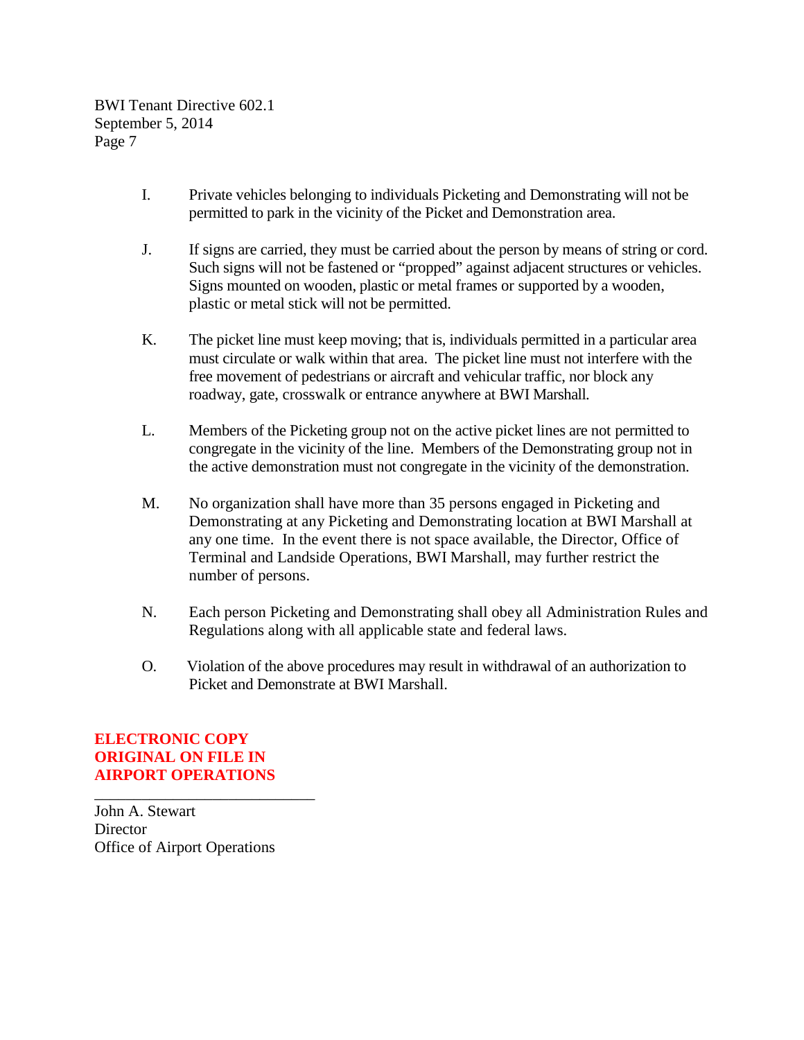I. Private vehicles belonging to individuals Picketing and Demonstrating will not be permitted to park in the vicinity of the Picket and Demonstration area.

J. If signs are carried, they must be carried about the person by means of string or cord. Such signs will not be fastened or "propped" against adjacent structures or vehicles. Signs mounted on wooden, plastic or metal frames or supported by a wooden, plastic or metal stick will not be permitted.

K. The picket line must keep moving; that is, individuals permitted in a particular area must circulate or walk within that area. The picket line must not interfere with the free movement of pedestrians or aircraft and vehicular traffic, nor block any roadway, gate, crosswalk or entrance anywhere at BWI Marshall.

L. Members of the Picketing group not on the active picket lines are not permitted to congregate in the vicinity of the line. Members of the Demonstrating group not in the active demonstration must not congregate in the vicinity of the demonstration.

M. No organization shall have more than 35 persons engaged in Picketing and Demonstrating at any Picketing and Demonstrating location at BWI Marshall at any one time. In the event there is not space available, the Director, Office of Terminal and Landside Operations, BWI Marshall, may further restrict the number of persons.

N. Each person Picketing and Demonstrating shall obey all Administration Rules and Regulations along with all applicable state and federal laws.

O. Violation of the above procedures may result in withdrawal of an authorization to Picket and Demonstrate at BWI Marshall.

**ELECTRONIC COPY**
**ORIGINAL ON FILE IN**
**AIRPORT OPERATIONS**

\_\_\_\_\_\_\_\_\_\_\_\_\_\_\_\_\_\_\_\_\_\_\_\_\_\_\_\_

John A. Stewart
Director
Office of Airport Operations